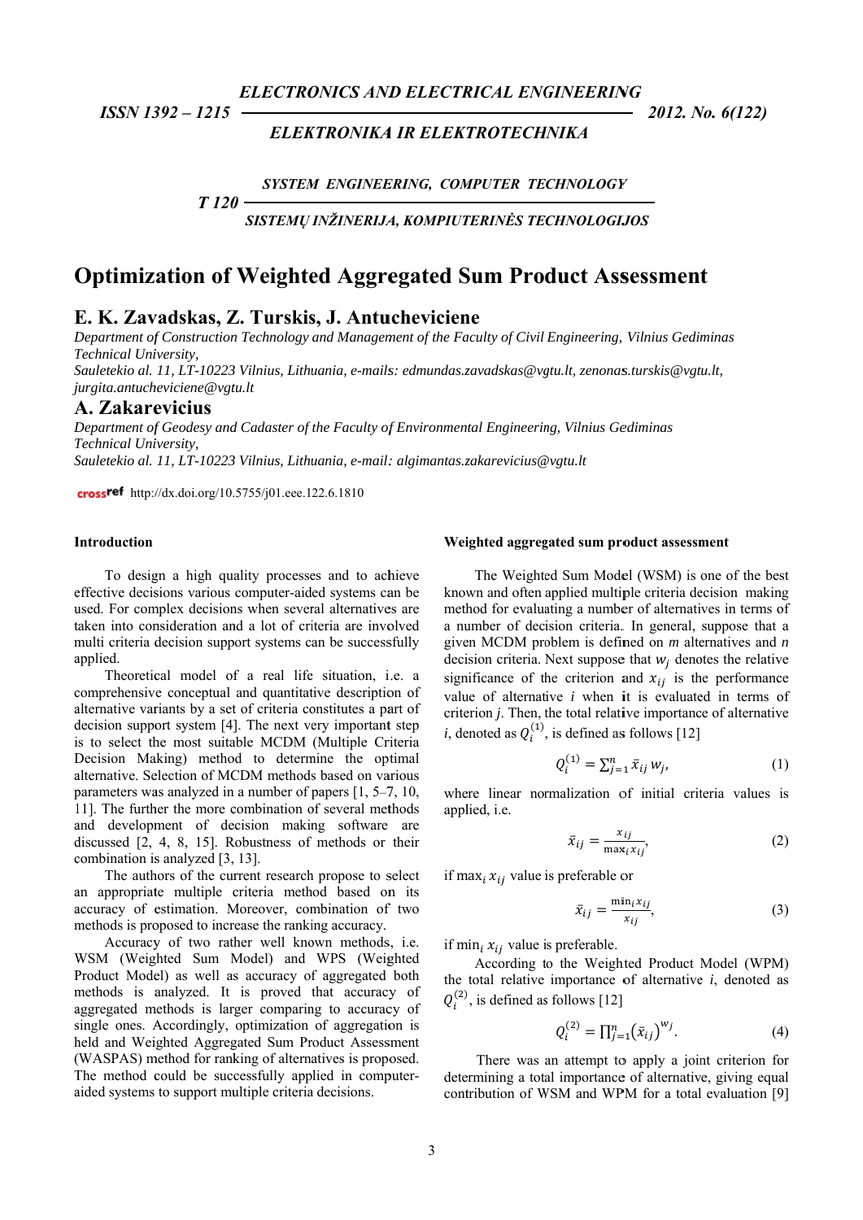# Optimization of Weighted Aggregated Sum Product Assessment

## E. K. Zavadskas, Z. Turskis, J. Antucheviciene

*Department of Construction Technology and Management of the Faculty of Civil Engineering, Vilnius Gediminas Technical University,*
*Sauletekio al. 11, LT-10223 Vilnius, Lithuania, e-mails: edmundas.zavadskas@vgtu.lt, zenonas.turskis@vgtu.lt, jurgita.antucheviciene@vgtu.lt*

## A. Zakarevicius

*Department of Geodesy and Cadaster of the Faculty of Environmental Engineering, Vilnius Gediminas Technical University,*
*Sauletekio al. 11, LT-10223 Vilnius, Lithuania, e-mail: algimantas.zakarevicius@vgtu.lt*

http://dx.doi.org/10.5755/j01.eee.122.6.1810

### Introduction

To design a high quality processes and to achieve effective decisions various computer-aided systems can be used. For complex decisions when several alternatives are taken into consideration and a lot of criteria are involved multi criteria decision support systems can be successfully applied.

Theoretical model of a real life situation, i.e. a comprehensive conceptual and quantitative description of alternative variants by a set of criteria constitutes a part of decision support system [4]. The next very important step is to select the most suitable MCDM (Multiple Criteria Decision Making) method to determine the optimal alternative. Selection of MCDM methods based on various parameters was analyzed in a number of papers [1, 5–7, 10, 11]. The further the more combination of several methods and development of decision making software are discussed [2, 4, 8, 15]. Robustness of methods or their combination is analyzed [3, 13].

The authors of the current research propose to select an appropriate multiple criteria method based on its accuracy of estimation. Moreover, combination of two methods is proposed to increase the ranking accuracy.

Accuracy of two rather well known methods, i.e. WSM (Weighted Sum Model) and WPS (Weighted Product Model) as well as accuracy of aggregated both methods is analyzed. It is proved that accuracy of aggregated methods is larger comparing to accuracy of single ones. Accordingly, optimization of aggregation is held and Weighted Aggregated Sum Product Assessment (WASPAS) method for ranking of alternatives is proposed. The method could be successfully applied in computer-aided systems to support multiple criteria decisions.

### Weighted aggregated sum product assessment

The Weighted Sum Model (WSM) is one of the best known and often applied multiple criteria decision making method for evaluating a number of alternatives in terms of a number of decision criteria. In general, suppose that a given MCDM problem is defined on *m* alternatives and *n* decision criteria. Next suppose that $w_j$ denotes the relative significance of the criterion and $x_{ij}$ is the performance value of alternative *i* when it is evaluated in terms of criterion *j*. Then, the total relative importance of alternative *i*, denoted as $Q_i^{(1)}$, is defined as follows [12]

$$Q_i^{(1)} = \sum_{j=1}^{n} \bar{x}_{ij} w_j, \tag{1}$$

where linear normalization of initial criteria values is applied, i.e.

$$\bar{x}_{ij} = \frac{x_{ij}}{\max_i x_{ij}}, \tag{2}$$

if $\max_i x_{ij}$ value is preferable or

$$\bar{x}_{ij} = \frac{\min_i x_{ij}}{x_{ij}}, \tag{3}$$

if $\min_i x_{ij}$ value is preferable.

According to the Weighted Product Model (WPM) the total relative importance of alternative *i*, denoted as $Q_i^{(2)}$, is defined as follows [12]

$$Q_i^{(2)} = \prod_{j=1}^{n} (\bar{x}_{ij})^{w_j}. \tag{4}$$

There was an attempt to apply a joint criterion for determining a total importance of alternative, giving equal contribution of WSM and WPM for a total evaluation [9]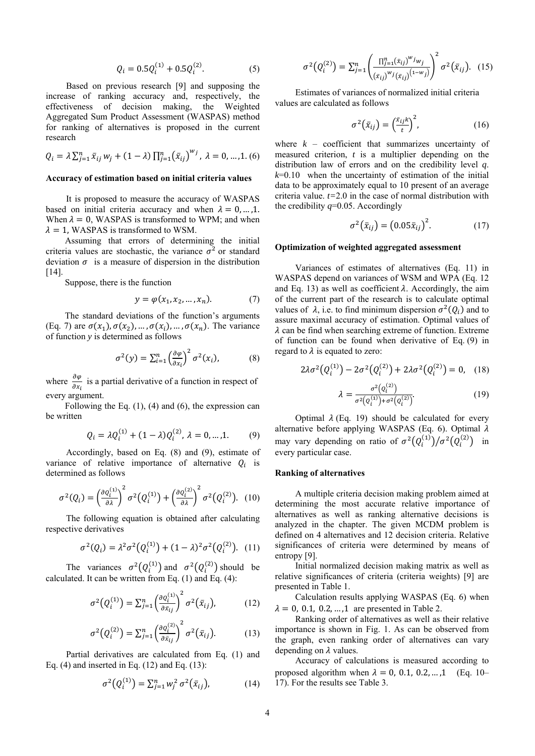$$Q_i = 0.5Q_i^{(1)} + 0.5Q_i^{(2)}. \quad (5)$$

Based on previous research [9] and supposing the increase of ranking accuracy and, respectively, the effectiveness of decision making, the Weighted Aggregated Sum Product Assessment (WASPAS) method for ranking of alternatives is proposed in the current research

$$Q_i = \lambda \sum_{j=1}^{n} \bar{x}_{ij} w_j + (1-\lambda) \prod_{j=1}^{n} (\bar{x}_{ij})^{w_j}, \; \lambda = 0, \ldots, 1. \quad (6)$$

### Accuracy of estimation based on initial criteria values

It is proposed to measure the accuracy of WASPAS based on initial criteria accuracy and when $\lambda = 0, \ldots, 1$. When $\lambda = 0$, WASPAS is transformed to WPM; and when $\lambda = 1$, WASPAS is transformed to WSM.

Assuming that errors of determining the initial criteria values are stochastic, the variance $\sigma^2$ or standard deviation $\sigma$ is a measure of dispersion in the distribution [14].

Suppose, there is the function

$$y = \varphi(x_1, x_2, \ldots, x_n). \quad (7)$$

The standard deviations of the function's arguments (Eq. 7) are $\sigma(x_1), \sigma(x_2), \ldots, \sigma(x_i), \ldots, \sigma(x_n)$. The variance of function *y* is determined as follows

$$\sigma^2(y) = \sum_{i=1}^{n} \left(\frac{\partial \varphi}{\partial x_i}\right)^2 \sigma^2(x_i), \quad (8)$$

where $\frac{\partial \varphi}{\partial x_i}$ is a partial derivative of a function in respect of every argument.

Following the Eq. (1), (4) and (6), the expression can be written

$$Q_i = \lambda Q_i^{(1)} + (1-\lambda) Q_i^{(2)}, \; \lambda = 0, \ldots, 1. \quad (9)$$

Accordingly, based on Eq. (8) and (9), estimate of variance of relative importance of alternative $Q_i$ is determined as follows

$$\sigma^2(Q_i) = \left(\frac{\partial Q_i^{(1)}}{\partial \lambda}\right)^2 \sigma^2\left(Q_i^{(1)}\right) + \left(\frac{\partial Q_i^{(2)}}{\partial \lambda}\right)^2 \sigma^2\left(Q_i^{(2)}\right). \quad (10)$$

The following equation is obtained after calculating respective derivatives

$$\sigma^2(Q_i) = \lambda^2 \sigma^2\left(Q_i^{(1)}\right) + (1-\lambda)^2 \sigma^2\left(Q_i^{(2)}\right). \quad (11)$$

The variances $\sigma^2\left(Q_i^{(1)}\right)$ and $\sigma^2\left(Q_i^{(2)}\right)$ should be calculated. It can be written from Eq. (1) and Eq. (4):

$$\sigma^2\left(Q_i^{(1)}\right) = \sum_{j=1}^{n} \left(\frac{\partial Q_i^{(1)}}{\partial \bar{x}_{ij}}\right)^2 \sigma^2(\bar{x}_{ij}), \quad (12)$$

$$\sigma^2\left(Q_i^{(2)}\right) = \sum_{j=1}^{n} \left(\frac{\partial Q_i^{(2)}}{\partial \bar{x}_{ij}}\right)^2 \sigma^2(\bar{x}_{ij}). \quad (13)$$

Partial derivatives are calculated from Eq. (1) and Eq. (4) and inserted in Eq. (12) and Eq. (13):

$$\sigma^2\left(Q_i^{(1)}\right) = \sum_{j=1}^{n} w_j^2 \sigma^2(\bar{x}_{ij}), \quad (14)$$

$$\sigma^2\left(Q_i^{(2)}\right) = \sum_{j=1}^{n} \left(\frac{\prod_{j=1}^{n} (\bar{x}_{ij})^{w_j} w_j}{(\bar{x}_{ij})^{w_j} (\bar{x}_{ij})^{(1-w_j)}}\right)^2 \sigma^2(\bar{x}_{ij}). \quad (15)$$

Estimates of variances of normalized initial criteria values are calculated as follows

$$\sigma^2(\bar{x}_{ij}) = \left(\frac{\bar{x}_{ij} k}{t}\right)^2, \quad (16)$$

where $k$ – coefficient that summarizes uncertainty of measured criterion, $t$ is a multiplier depending on the distribution law of errors and on the credibility level $q$. $k$=0.10 when the uncertainty of estimation of the initial data to be approximately equal to 10 present of an average criteria value. $t$=2.0 in the case of normal distribution with the credibility $q$=0.05. Accordingly

$$\sigma^2(\bar{x}_{ij}) = (0.05 \bar{x}_{ij})^2. \quad (17)$$

### Optimization of weighted aggregated assessment

Variances of estimates of alternatives (Eq. 11) in WASPAS depend on variances of WSM and WPA (Eq. 12 and Eq. 13) as well as coefficient $\lambda$. Accordingly, the aim of the current part of the research is to calculate optimal values of $\lambda$, i.e. to find minimum dispersion $\sigma^2(Q_i)$ and to assure maximal accuracy of estimation. Optimal values of $\lambda$ can be find when searching extreme of function. Extreme of function can be found when derivative of Eq. (9) in regard to $\lambda$ is equated to zero:

$$2\lambda \sigma^2\left(Q_i^{(1)}\right) - 2\sigma^2\left(Q_i^{(2)}\right) + 2\lambda \sigma^2\left(Q_i^{(2)}\right) = 0, \quad (18)$$

$$\lambda = \frac{\sigma^2\left(Q_i^{(2)}\right)}{\sigma^2\left(Q_i^{(1)}\right) + \sigma^2\left(Q_i^{(2)}\right)}. \quad (19)$$

Optimal $\lambda$ (Eq. 19) should be calculated for every alternative before applying WASPAS (Eq. 6). Optimal $\lambda$ may vary depending on ratio of $\sigma^2\left(Q_i^{(1)}\right) / \sigma^2\left(Q_i^{(2)}\right)$ in every particular case.

### Ranking of alternatives

A multiple criteria decision making problem aimed at determining the most accurate relative importance of alternatives as well as ranking alternative decisions is analyzed in the chapter. The given MCDM problem is defined on 4 alternatives and 12 decision criteria. Relative significances of criteria were determined by means of entropy [9].

Initial normalized decision making matrix as well as relative significances of criteria (criteria weights) [9] are presented in Table 1.

Calculation results applying WASPAS (Eq. 6) when $\lambda = 0,\ 0.1,\ 0.2, \ldots, 1$ are presented in Table 2.

Ranking order of alternatives as well as their relative importance is shown in Fig. 1. As can be observed from the graph, even ranking order of alternatives can vary depending on $\lambda$ values.

Accuracy of calculations is measured according to proposed algorithm when $\lambda = 0,\ 0.1,\ 0.2, \ldots, 1$ (Eq. 10–17). For the results see Table 3.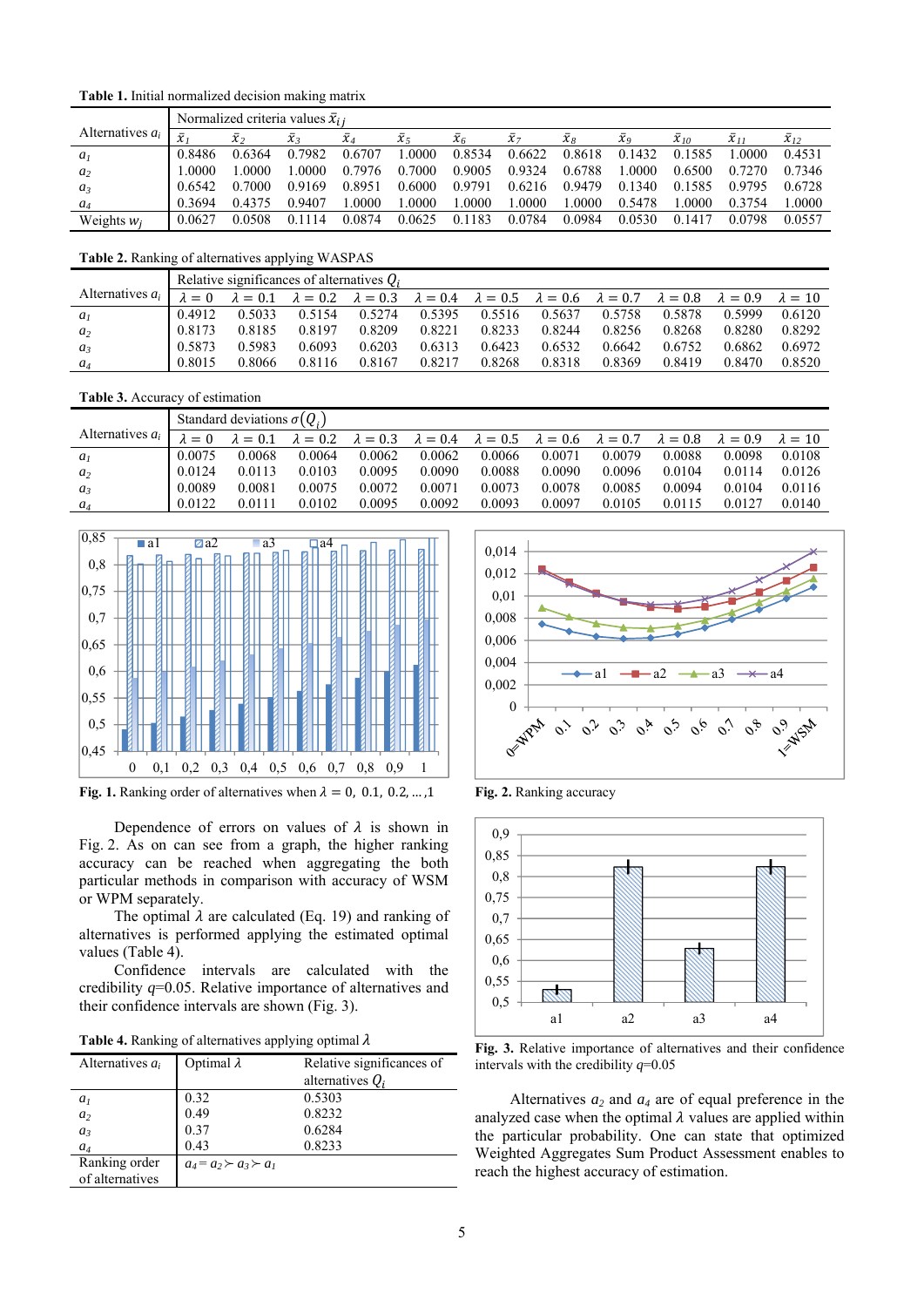**Table 1.** Initial normalized decision making matrix

| Alternatives $a_i$ | Normalized criteria values $\bar{x}_{ij}$ | | | | | | | | | | | |
|---|---|---|---|---|---|---|---|---|---|---|---|---|
| | $\bar{x}_1$ | $\bar{x}_2$ | $\bar{x}_3$ | $\bar{x}_4$ | $\bar{x}_5$ | $\bar{x}_6$ | $\bar{x}_7$ | $\bar{x}_8$ | $\bar{x}_9$ | $\bar{x}_{10}$ | $\bar{x}_{11}$ | $\bar{x}_{12}$ |
| $a_1$ | 0.8486 | 0.6364 | 0.7982 | 0.6707 | 1.0000 | 0.8534 | 0.6622 | 0.8618 | 0.1432 | 0.1585 | 1.0000 | 0.4531 |
| $a_2$ | 1.0000 | 1.0000 | 1.0000 | 0.7976 | 0.7000 | 0.9005 | 0.9324 | 0.6788 | 1.0000 | 0.6500 | 0.7270 | 0.7346 |
| $a_3$ | 0.6542 | 0.7000 | 0.9169 | 0.8951 | 0.6000 | 0.9791 | 0.6216 | 0.9479 | 0.1340 | 0.1585 | 0.9795 | 0.6728 |
| $a_4$ | 0.3694 | 0.4375 | 0.9407 | 1.0000 | 1.0000 | 1.0000 | 1.0000 | 1.0000 | 0.5478 | 1.0000 | 0.3754 | 1.0000 |
| Weights $w_j$ | 0.0627 | 0.0508 | 0.1114 | 0.0874 | 0.0625 | 0.1183 | 0.0784 | 0.0984 | 0.0530 | 0.1417 | 0.0798 | 0.0557 |

**Table 2.** Ranking of alternatives applying WASPAS

| Alternatives $a_i$ | Relative significances of alternatives $Q_i$ | | | | | | | | | | |
|---|---|---|---|---|---|---|---|---|---|---|---|
| | $\lambda = 0$ | $\lambda = 0.1$ | $\lambda = 0.2$ | $\lambda = 0.3$ | $\lambda = 0.4$ | $\lambda = 0.5$ | $\lambda = 0.6$ | $\lambda = 0.7$ | $\lambda = 0.8$ | $\lambda = 0.9$ | $\lambda = 10$ |
| $a_1$ | 0.4912 | 0.5033 | 0.5154 | 0.5274 | 0.5395 | 0.5516 | 0.5637 | 0.5758 | 0.5878 | 0.5999 | 0.6120 |
| $a_2$ | 0.8173 | 0.8185 | 0.8197 | 0.8209 | 0.8221 | 0.8233 | 0.8244 | 0.8256 | 0.8268 | 0.8280 | 0.8292 |
| $a_3$ | 0.5873 | 0.5983 | 0.6093 | 0.6203 | 0.6313 | 0.6423 | 0.6532 | 0.6642 | 0.6752 | 0.6862 | 0.6972 |
| $a_4$ | 0.8015 | 0.8066 | 0.8116 | 0.8167 | 0.8217 | 0.8268 | 0.8318 | 0.8369 | 0.8419 | 0.8470 | 0.8520 |

**Table 3.** Accuracy of estimation

| Alternatives $a_i$ | Standard deviations $\sigma(Q_i)$ | | | | | | | | | | |
|---|---|---|---|---|---|---|---|---|---|---|---|
| | $\lambda = 0$ | $\lambda = 0.1$ | $\lambda = 0.2$ | $\lambda = 0.3$ | $\lambda = 0.4$ | $\lambda = 0.5$ | $\lambda = 0.6$ | $\lambda = 0.7$ | $\lambda = 0.8$ | $\lambda = 0.9$ | $\lambda = 10$ |
| $a_1$ | 0.0075 | 0.0068 | 0.0064 | 0.0062 | 0.0062 | 0.0066 | 0.0071 | 0.0079 | 0.0088 | 0.0098 | 0.0108 |
| $a_2$ | 0.0124 | 0.0113 | 0.0103 | 0.0095 | 0.0090 | 0.0088 | 0.0090 | 0.0096 | 0.0104 | 0.0114 | 0.0126 |
| $a_3$ | 0.0089 | 0.0081 | 0.0075 | 0.0072 | 0.0071 | 0.0073 | 0.0078 | 0.0085 | 0.0094 | 0.0104 | 0.0116 |
| $a_4$ | 0.0122 | 0.0111 | 0.0102 | 0.0095 | 0.0092 | 0.0093 | 0.0097 | 0.0105 | 0.0115 | 0.0127 | 0.0140 |

**Fig. 1.** Ranking order of alternatives when $\lambda = 0,\ 0.1,\ 0.2, \ldots, 1$

**Fig. 2.** Ranking accuracy

Dependence of errors on values of $\lambda$ is shown in Fig. 2. As on can see from a graph, the higher ranking accuracy can be reached when aggregating the both particular methods in comparison with accuracy of WSM or WPM separately.

The optimal $\lambda$ are calculated (Eq. 19) and ranking of alternatives is performed applying the estimated optimal values (Table 4).

Confidence intervals are calculated with the credibility $q$=0.05. Relative importance of alternatives and their confidence intervals are shown (Fig. 3).

**Table 4.** Ranking of alternatives applying optimal $\lambda$

| Alternatives $a_i$ | Optimal $\lambda$ | Relative significances of alternatives $Q_i$ |
|---|---|---|
| $a_1$ | 0.32 | 0.5303 |
| $a_2$ | 0.49 | 0.8232 |
| $a_3$ | 0.37 | 0.6284 |
| $a_4$ | 0.43 | 0.8233 |
| Ranking order of alternatives | $a_4 = a_2 \succ a_3 \succ a_1$ | |

**Fig. 3.** Relative importance of alternatives and their confidence intervals with the credibility $q$=0.05

Alternatives $a_2$ and $a_4$ are of equal preference in the analyzed case when the optimal $\lambda$ values are applied within the particular probability. One can state that optimized Weighted Aggregates Sum Product Assessment enables to reach the highest accuracy of estimation.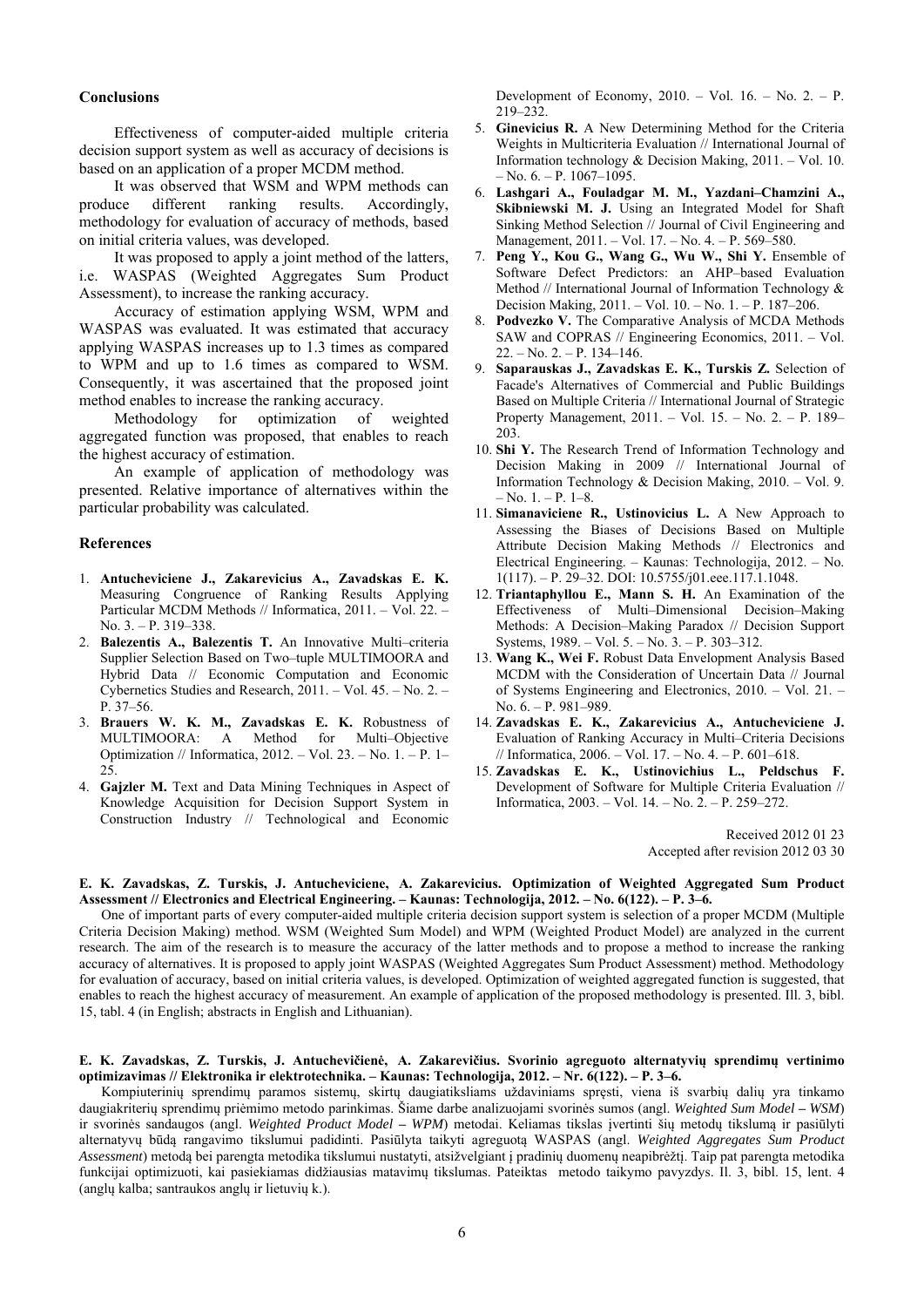## Conclusions

Effectiveness of computer-aided multiple criteria decision support system as well as accuracy of decisions is based on an application of a proper MCDM method.

It was observed that WSM and WPM methods can produce different ranking results. Accordingly, methodology for evaluation of accuracy of methods, based on initial criteria values, was developed.

It was proposed to apply a joint method of the latters, i.e. WASPAS (Weighted Aggregates Sum Product Assessment), to increase the ranking accuracy.

Accuracy of estimation applying WSM, WPM and WASPAS was evaluated. It was estimated that accuracy applying WASPAS increases up to 1.3 times as compared to WPM and up to 1.6 times as compared to WSM. Consequently, it was ascertained that the proposed joint method enables to increase the ranking accuracy.

Methodology for optimization of weighted aggregated function was proposed, that enables to reach the highest accuracy of estimation.

An example of application of methodology was presented. Relative importance of alternatives within the particular probability was calculated.

## References

1. **Antucheviciene J., Zakarevicius A., Zavadskas E. K.** Measuring Congruence of Ranking Results Applying Particular MCDM Methods // Informatica, 2011. – Vol. 22. – No. 3. – P. 319–338.
2. **Balezentis A., Balezentis T.** An Innovative Multi–criteria Supplier Selection Based on Two–tuple MULTIMOORA and Hybrid Data // Economic Computation and Economic Cybernetics Studies and Research, 2011. – Vol. 45. – No. 2. – P. 37–56.
3. **Brauers W. K. M., Zavadskas E. K.** Robustness of MULTIMOORA: A Method for Multi–Objective Optimization // Informatica, 2012. – Vol. 23. – No. 1. – P. 1–25.
4. **Gajzler M.** Text and Data Mining Techniques in Aspect of Knowledge Acquisition for Decision Support System in Construction Industry // Technological and Economic Development of Economy, 2010. – Vol. 16. – No. 2. – P. 219–232.
5. **Ginevicius R.** A New Determining Method for the Criteria Weights in Multicriteria Evaluation // International Journal of Information technology & Decision Making, 2011. – Vol. 10. – No. 6. – P. 1067–1095.
6. **Lashgari A., Fouladgar M. M., Yazdani–Chamzini A., Skibniewski M. J.** Using an Integrated Model for Shaft Sinking Method Selection // Journal of Civil Engineering and Management, 2011. – Vol. 17. – No. 4. – P. 569–580.
7. **Peng Y., Kou G., Wang G., Wu W., Shi Y.** Ensemble of Software Defect Predictors: an AHP–based Evaluation Method // International Journal of Information Technology & Decision Making, 2011. – Vol. 10. – No. 1. – P. 187–206.
8. **Podvezko V.** The Comparative Analysis of MCDA Methods SAW and COPRAS // Engineering Economics, 2011. – Vol. 22. – No. 2. – P. 134–146.
9. **Saparauskas J., Zavadskas E. K., Turskis Z.** Selection of Facade's Alternatives of Commercial and Public Buildings Based on Multiple Criteria // International Journal of Strategic Property Management, 2011. – Vol. 15. – No. 2. – P. 189–203.
10. **Shi Y.** The Research Trend of Information Technology and Decision Making in 2009 // International Journal of Information Technology & Decision Making, 2010. – Vol. 9. – No. 1. – P. 1–8.
11. **Simanaviciene R., Ustinovicius L.** A New Approach to Assessing the Biases of Decisions Based on Multiple Attribute Decision Making Methods // Electronics and Electrical Engineering. – Kaunas: Technologija, 2012. – No. 1(117). – P. 29–32. DOI: 10.5755/j01.eee.117.1.1048.
12. **Triantaphyllou E., Mann S. H.** An Examination of the Effectiveness of Multi–Dimensional Decision–Making Methods: A Decision–Making Paradox // Decision Support Systems, 1989. – Vol. 5. – No. 3. – P. 303–312.
13. **Wang K., Wei F.** Robust Data Envelopment Analysis Based MCDM with the Consideration of Uncertain Data // Journal of Systems Engineering and Electronics, 2010. – Vol. 21. – No. 6. – P. 981–989.
14. **Zavadskas E. K., Zakarevicius A., Antucheviciene J.** Evaluation of Ranking Accuracy in Multi–Criteria Decisions // Informatica, 2006. – Vol. 17. – No. 4. – P. 601–618.
15. **Zavadskas E. K., Ustinovichius L., Peldschus F.** Development of Software for Multiple Criteria Evaluation // Informatica, 2003. – Vol. 14. – No. 2. – P. 259–272.

Received 2012 01 23
Accepted after revision 2012 03 30

**E. K. Zavadskas, Z. Turskis, J. Antucheviciene, A. Zakarevicius. Optimization of Weighted Aggregated Sum Product Assessment // Electronics and Electrical Engineering. – Kaunas: Technologija, 2012. – No. 6(122). – P. 3–6.**

One of important parts of every computer-aided multiple criteria decision support system is selection of a proper MCDM (Multiple Criteria Decision Making) method. WSM (Weighted Sum Model) and WPM (Weighted Product Model) are analyzed in the current research. The aim of the research is to measure the accuracy of the latter methods and to propose a method to increase the ranking accuracy of alternatives. It is proposed to apply joint WASPAS (Weighted Aggregates Sum Product Assessment) method. Methodology for evaluation of accuracy, based on initial criteria values, is developed. Optimization of weighted aggregated function is suggested, that enables to reach the highest accuracy of measurement. An example of application of the proposed methodology is presented. Ill. 3, bibl. 15, tabl. 4 (in English; abstracts in English and Lithuanian).

**E. K. Zavadskas, Z. Turskis, J. Antuchevičienė, A. Zakarevičius. Svorinio agreguoto alternatyvių sprendimų vertinimo optimizavimas // Elektronika ir elektrotechnika. – Kaunas: Technologija, 2012. – Nr. 6(122). – P. 3–6.**

Kompiuterinių sprendimų paramos sistemų, skirtų daugiatiksliams uždaviniams spręsti, viena iš svarbių dalių yra tinkamo daugiakriterių sprendimų priėmimo metodo parinkimas. Šiame darbe analizuojami svorinės sumos (angl. *Weighted Sum Model – WSM*) ir svorinės sandaugos (angl. *Weighted Product Model – WPM*) metodai. Keliamas tikslas įvertinti šių metodų tikslumą ir pasiūlyti alternatyvų būdą rangavimo tikslumui padidinti. Pasiūlyta taikyti agreguotą WASPAS (angl. *Weighted Aggregates Sum Product Assessment*) metodą bei parengta metodika tikslumui nustatyti, atsižvelgiant į pradinių duomenų neapibrėžtį. Taip pat parengta metodika funkcijai optimizuoti, kai pasiekiamas didžiausias matavimų tikslumas. Pateiktas metodo taikymo pavyzdys. Il. 3, bibl. 15, lent. 4 (anglų kalba; santraukos anglų ir lietuvių k.).